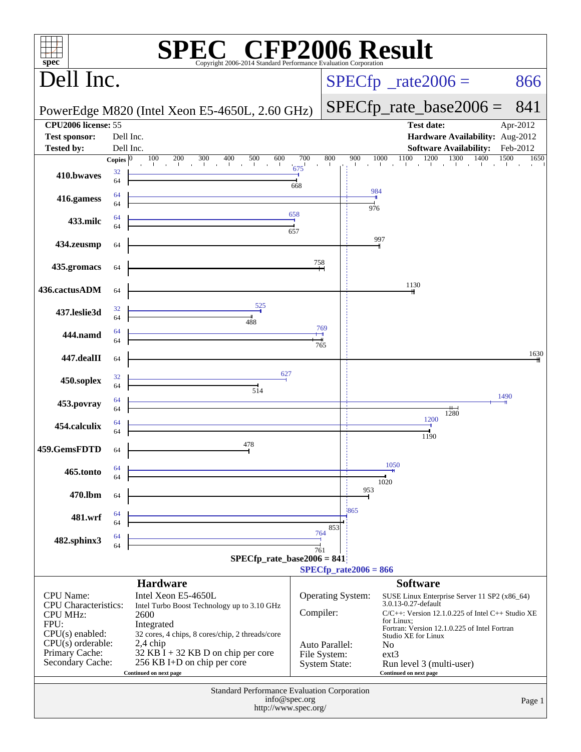# SPEC CFP2006 Result

Copyright 2006-2014 Standard Performance Evaluation Corporation

## Dell Inc.

PowerEdge M820 (Intel Xeon E5-4650L, 2.60 GHz)

SPECfp_rate2006 = 866

SPECfp_rate_base2006 = 841

| | | | |
|---|---|---|---|
| **CPU2006 license:** 55 | | **Test date:** | Apr-2012 |
| **Test sponsor:** | Dell Inc. | **Hardware Availability:** | Aug-2012 |
| **Tested by:** | Dell Inc. | **Software Availability:** | Feb-2012 |

| Benchmark | Copies (peak) | Peak | Copies (base) | Base |
|---|---|---|---|---|
| 410.bwaves | 32 | 675 | 64 | 668 |
| 416.gamess | 64 | 984 | 64 | 976 |
| 433.milc | 64 | 658 | 64 | 657 |
| 434.zeusmp | | | 64 | 997 |
| 435.gromacs | | | 64 | 758 |
| 436.cactusADM | | | 64 | 1130 |
| 437.leslie3d | 32 | 525 | 64 | 488 |
| 444.namd | 64 | 769 | 64 | 765 |
| 447.dealII | | | 64 | 1630 |
| 450.soplex | 32 | 627 | 64 | 514 |
| 453.povray | 64 | 1490 | 64 | 1280 |
| 454.calculix | 64 | 1200 | 64 | 1190 |
| 459.GemsFDTD | | | 64 | 478 |
| 465.tonto | 64 | 1050 | 64 | 1020 |
| 470.lbm | | | 64 | 953 |
| 481.wrf | 64 | 865 | 64 | 853 |
| 482.sphinx3 | 64 | 764 | 64 | 761 |

SPECfp_rate_base2006 = 841

SPECfp_rate2006 = 866

### Hardware

| | |
|---|---|
| CPU Name: | Intel Xeon E5-4650L |
| CPU Characteristics: | Intel Turbo Boost Technology up to 3.10 GHz |
| CPU MHz: | 2600 |
| FPU: | Integrated |
| CPU(s) enabled: | 32 cores, 4 chips, 8 cores/chip, 2 threads/core |
| CPU(s) orderable: | 2,4 chip |
| Primary Cache: | 32 KB I + 32 KB D on chip per core |
| Secondary Cache: | 256 KB I+D on chip per core |

Continued on next page

### Software

| | |
|---|---|
| Operating System: | SUSE Linux Enterprise Server 11 SP2 (x86_64) 3.0.13-0.27-default |
| Compiler: | C/C++: Version 12.1.0.225 of Intel C++ Studio XE for Linux; Fortran: Version 12.1.0.225 of Intel Fortran Studio XE for Linux |
| Auto Parallel: | No |
| File System: | ext3 |
| System State: | Run level 3 (multi-user) |

Continued on next page

Standard Performance Evaluation Corporation
info@spec.org
http://www.spec.org/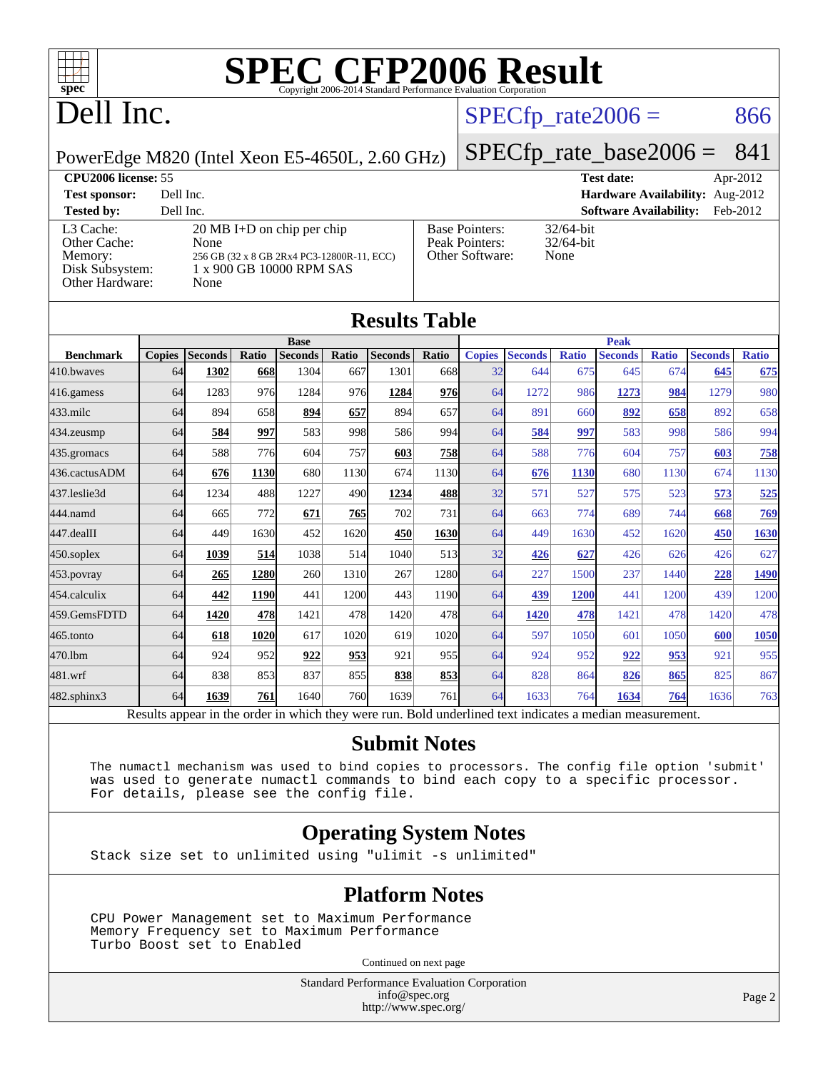# SPEC CFP2006 Result

Copyright 2006-2014 Standard Performance Evaluation Corporation

## Dell Inc.

PowerEdge M820 (Intel Xeon E5-4650L, 2.60 GHz)

SPECfp_rate2006 = 866

SPECfp_rate_base2006 = 841

| | | | |
|---|---|---|---|
| **CPU2006 license:** 55 | | **Test date:** | Apr-2012 |
| **Test sponsor:** | Dell Inc. | **Hardware Availability:** | Aug-2012 |
| **Tested by:** | Dell Inc. | **Software Availability:** | Feb-2012 |

| | | | |
|---|---|---|---|
| L3 Cache: | 20 MB I+D on chip per chip | Base Pointers: | 32/64-bit |
| Other Cache: | None | Peak Pointers: | 32/64-bit |
| Memory: | 256 GB (32 x 8 GB 2Rx4 PC3-12800R-11, ECC) | Other Software: | None |
| Disk Subsystem: | 1 x 900 GB 10000 RPM SAS | | |
| Other Hardware: | None | | |

## Results Table

| | Base | | | | | | | Peak | | | | | | |
|---|---|---|---|---|---|---|---|---|---|---|---|---|---|---|
| **Benchmark** | **Copies** | **Seconds** | **Ratio** | **Seconds** | **Ratio** | **Seconds** | **Ratio** | **Copies** | **Seconds** | **Ratio** | **Seconds** | **Ratio** | **Seconds** | **Ratio** |
| 410.bwaves | 64 | **1302** | **668** | 1304 | 667 | 1301 | 668 | 32 | 644 | 675 | 645 | 674 | **645** | **675** |
| 416.gamess | 64 | 1283 | 976 | 1284 | 976 | **1284** | **976** | 64 | 1272 | 986 | **1273** | **984** | 1279 | 980 |
| 433.milc | 64 | 894 | 658 | **894** | **657** | 894 | 657 | 64 | 891 | 660 | **892** | **658** | 892 | 658 |
| 434.zeusmp | 64 | **584** | **997** | 583 | 998 | 586 | 994 | 64 | **584** | **997** | 583 | 998 | 586 | 994 |
| 435.gromacs | 64 | 588 | 776 | 604 | 757 | **603** | **758** | 64 | 588 | 776 | 604 | 757 | **603** | **758** |
| 436.cactusADM | 64 | **676** | **1130** | 680 | 1130 | 674 | 1130 | 64 | **676** | **1130** | 680 | 1130 | 674 | 1130 |
| 437.leslie3d | 64 | 1234 | 488 | 1227 | 490 | **1234** | **488** | 32 | 571 | 527 | 575 | 523 | **573** | **525** |
| 444.namd | 64 | 665 | 772 | **671** | **765** | 702 | 731 | 64 | 663 | 774 | 689 | 744 | **668** | **769** |
| 447.dealII | 64 | 449 | 1630 | 452 | 1620 | **450** | **1630** | 64 | 449 | 1630 | 452 | 1620 | **450** | **1630** |
| 450.soplex | 64 | **1039** | **514** | 1038 | 514 | 1040 | 513 | 32 | **426** | **627** | 426 | 626 | 426 | 627 |
| 453.povray | 64 | **265** | **1280** | 260 | 1310 | 267 | 1280 | 64 | 227 | 1500 | 237 | 1440 | **228** | **1490** |
| 454.calculix | 64 | **442** | **1190** | 441 | 1200 | 443 | 1190 | 64 | **439** | **1200** | 441 | 1200 | 439 | 1200 |
| 459.GemsFDTD | 64 | **1420** | **478** | 1421 | 478 | 1420 | 478 | 64 | **1420** | **478** | 1421 | 478 | 1420 | 478 |
| 465.tonto | 64 | **618** | **1020** | 617 | 1020 | 619 | 1020 | 64 | 597 | 1050 | 601 | 1050 | **600** | **1050** |
| 470.lbm | 64 | 924 | 952 | **922** | **953** | 921 | 955 | 64 | 924 | 952 | **922** | **953** | 921 | 955 |
| 481.wrf | 64 | 838 | 853 | 837 | 855 | **838** | **853** | 64 | 828 | 864 | **826** | **865** | 825 | 867 |
| 482.sphinx3 | 64 | **1639** | **761** | 1640 | 760 | 1639 | 761 | 64 | 1633 | 764 | **1634** | **764** | 1636 | 763 |

Results appear in the order in which they were run. Bold underlined text indicates a median measurement.

## Submit Notes

```
The numactl mechanism was used to bind copies to processors. The config file option 'submit'
was used to generate numactl commands to bind each copy to a specific processor.
For details, please see the config file.
```

## Operating System Notes

```
Stack size set to unlimited using "ulimit -s unlimited"
```

## Platform Notes

```
CPU Power Management set to Maximum Performance
Memory Frequency set to Maximum Performance
Turbo Boost set to Enabled
```

Continued on next page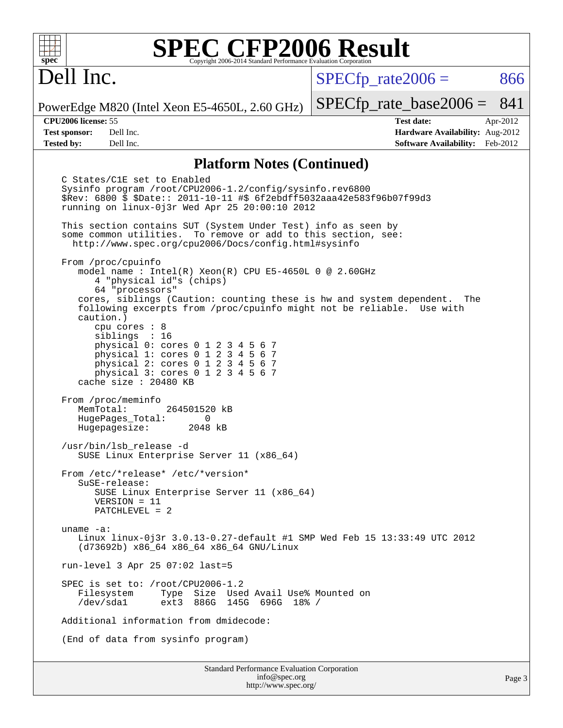# SPEC CFP2006 Result

Copyright 2006-2014 Standard Performance Evaluation Corporation

## Dell Inc.

PowerEdge M820 (Intel Xeon E5-4650L, 2.60 GHz)

SPECfp_rate2006 = 866

SPECfp_rate_base2006 = 841

**CPU2006 license:** 55
**Test sponsor:** Dell Inc.
**Tested by:** Dell Inc.

**Test date:** Apr-2012
**Hardware Availability:** Aug-2012
**Software Availability:** Feb-2012

## Platform Notes (Continued)

```
C States/C1E set to Enabled
Sysinfo program /root/CPU2006-1.2/config/sysinfo.rev6800
$Rev: 6800 $ $Date:: 2011-10-11 #$ 6f2ebdff5032aaa42e583f96b07f99d3
running on linux-0j3r Wed Apr 25 20:00:10 2012

This section contains SUT (System Under Test) info as seen by
some common utilities.  To remove or add to this section, see:
  http://www.spec.org/cpu2006/Docs/config.html#sysinfo

From /proc/cpuinfo
   model name : Intel(R) Xeon(R) CPU E5-4650L 0 @ 2.60GHz
      4 "physical id"s (chips)
      64 "processors"
   cores, siblings (Caution: counting these is hw and system dependent.  The
   following excerpts from /proc/cpuinfo might not be reliable.  Use with
   caution.)
      cpu cores : 8
      siblings  : 16
      physical 0: cores 0 1 2 3 4 5 6 7
      physical 1: cores 0 1 2 3 4 5 6 7
      physical 2: cores 0 1 2 3 4 5 6 7
      physical 3: cores 0 1 2 3 4 5 6 7
   cache size : 20480 KB

From /proc/meminfo
   MemTotal:       264501520 kB
   HugePages_Total:       0
   Hugepagesize:       2048 kB

/usr/bin/lsb_release -d
   SUSE Linux Enterprise Server 11 (x86_64)

From /etc/*release* /etc/*version*
   SuSE-release:
      SUSE Linux Enterprise Server 11 (x86_64)
      VERSION = 11
      PATCHLEVEL = 2

uname -a:
   Linux linux-0j3r 3.0.13-0.27-default #1 SMP Wed Feb 15 13:33:49 UTC 2012
   (d73692b) x86_64 x86_64 x86_64 GNU/Linux

run-level 3 Apr 25 07:02 last=5

SPEC is set to: /root/CPU2006-1.2
   Filesystem     Type  Size  Used Avail Use% Mounted on
   /dev/sda1      ext3  886G  145G  696G  18% /

Additional information from dmidecode:

(End of data from sysinfo program)
```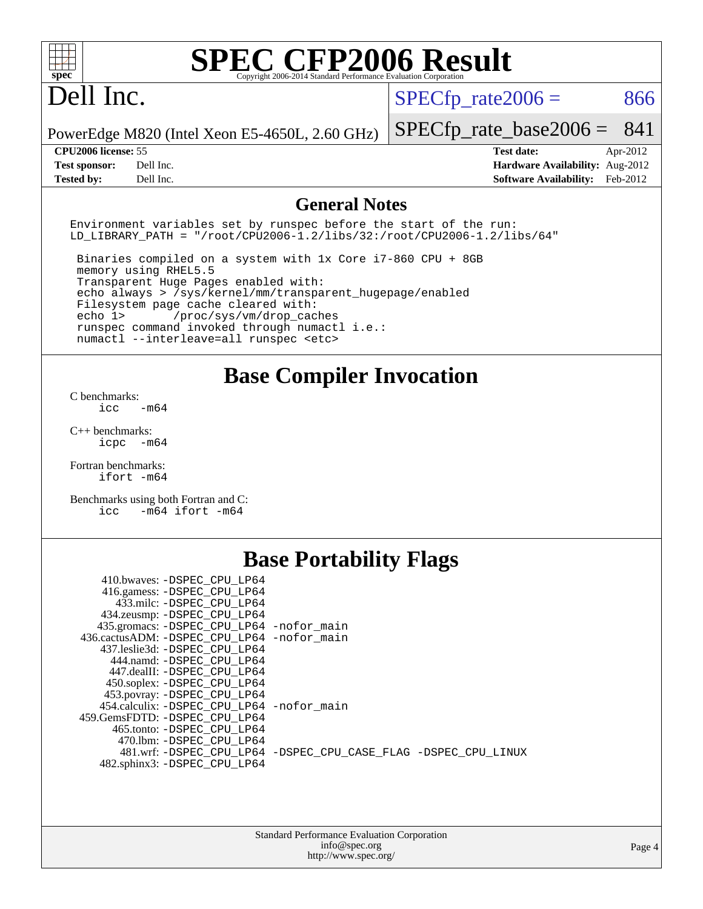# SPEC CFP2006 Result

Copyright 2006-2014 Standard Performance Evaluation Corporation

# Dell Inc.

PowerEdge M820 (Intel Xeon E5-4650L, 2.60 GHz)

SPECfp_rate2006 = 866

SPECfp_rate_base2006 = 841

| | | | |
|---|---|---|---|
| **CPU2006 license:** 55 | | **Test date:** | Apr-2012 |
| **Test sponsor:** | Dell Inc. | **Hardware Availability:** | Aug-2012 |
| **Tested by:** | Dell Inc. | **Software Availability:** | Feb-2012 |

## General Notes

```
Environment variables set by runspec before the start of the run:
LD_LIBRARY_PATH = "/root/CPU2006-1.2/libs/32:/root/CPU2006-1.2/libs/64"

 Binaries compiled on a system with 1x Core i7-860 CPU + 8GB
 memory using RHEL5.5
 Transparent Huge Pages enabled with:
 echo always > /sys/kernel/mm/transparent_hugepage/enabled
 Filesystem page cache cleared with:
 echo 1>       /proc/sys/vm/drop_caches
 runspec command invoked through numactl i.e.:
 numactl --interleave=all runspec <etc>
```

## Base Compiler Invocation

C benchmarks:
```
icc   -m64
```

C++ benchmarks:
```
icpc  -m64
```

Fortran benchmarks:
```
ifort -m64
```

Benchmarks using both Fortran and C:
```
icc   -m64 ifort -m64
```

## Base Portability Flags

```
    410.bwaves: -DSPEC_CPU_LP64
    416.gamess: -DSPEC_CPU_LP64
     433.milc: -DSPEC_CPU_LP64
    434.zeusmp: -DSPEC_CPU_LP64
   435.gromacs: -DSPEC_CPU_LP64 -nofor_main
  436.cactusADM: -DSPEC_CPU_LP64 -nofor_main
   437.leslie3d: -DSPEC_CPU_LP64
     444.namd: -DSPEC_CPU_LP64
    447.dealII: -DSPEC_CPU_LP64
    450.soplex: -DSPEC_CPU_LP64
    453.povray: -DSPEC_CPU_LP64
   454.calculix: -DSPEC_CPU_LP64 -nofor_main
  459.GemsFDTD: -DSPEC_CPU_LP64
     465.tonto: -DSPEC_CPU_LP64
      470.lbm: -DSPEC_CPU_LP64
      481.wrf: -DSPEC_CPU_LP64 -DSPEC_CPU_CASE_FLAG -DSPEC_CPU_LINUX
   482.sphinx3: -DSPEC_CPU_LP64
```

Standard Performance Evaluation Corporation
info@spec.org
http://www.spec.org/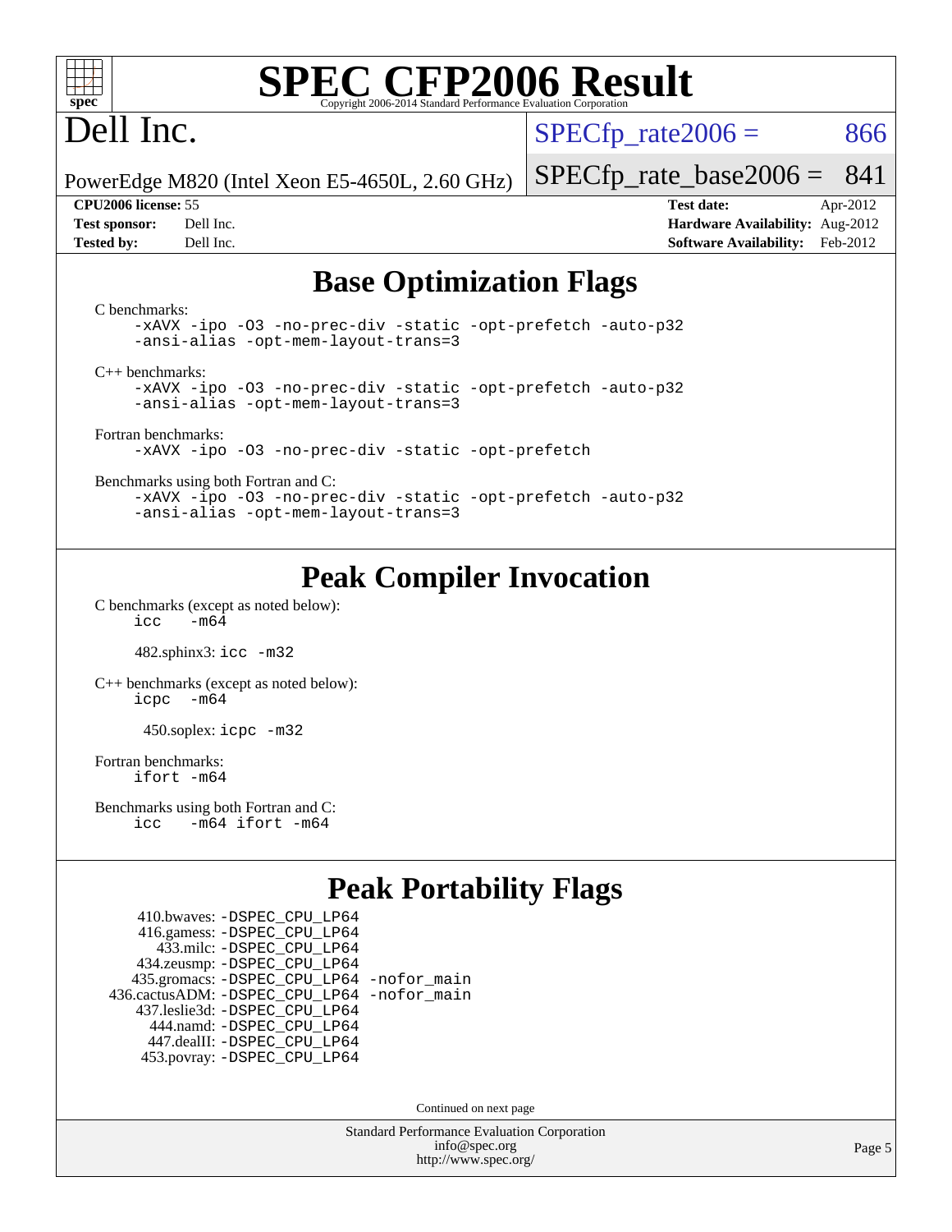# SPEC CFP2006 Result

Copyright 2006-2014 Standard Performance Evaluation Corporation

## Dell Inc.

PowerEdge M820 (Intel Xeon E5-4650L, 2.60 GHz)

SPECfp_rate2006 = 866

SPECfp_rate_base2006 = 841

**CPU2006 license:** 55
**Test sponsor:** Dell Inc.
**Tested by:** Dell Inc.

**Test date:** Apr-2012
**Hardware Availability:** Aug-2012
**Software Availability:** Feb-2012

## Base Optimization Flags

C benchmarks:
```
-xAVX -ipo -O3 -no-prec-div -static -opt-prefetch -auto-p32
-ansi-alias -opt-mem-layout-trans=3
```

C++ benchmarks:
```
-xAVX -ipo -O3 -no-prec-div -static -opt-prefetch -auto-p32
-ansi-alias -opt-mem-layout-trans=3
```

Fortran benchmarks:
```
-xAVX -ipo -O3 -no-prec-div -static -opt-prefetch
```

Benchmarks using both Fortran and C:
```
-xAVX -ipo -O3 -no-prec-div -static -opt-prefetch -auto-p32
-ansi-alias -opt-mem-layout-trans=3
```

## Peak Compiler Invocation

C benchmarks (except as noted below):
```
icc   -m64
```

482.sphinx3: `icc -m32`

C++ benchmarks (except as noted below):
```
icpc   -m64
```

450.soplex: `icpc -m32`

Fortran benchmarks:
```
ifort -m64
```

Benchmarks using both Fortran and C:
```
icc   -m64 ifort -m64
```

## Peak Portability Flags

410.bwaves: `-DSPEC_CPU_LP64`
416.gamess: `-DSPEC_CPU_LP64`
433.milc: `-DSPEC_CPU_LP64`
434.zeusmp: `-DSPEC_CPU_LP64`
435.gromacs: `-DSPEC_CPU_LP64 -nofor_main`
436.cactusADM: `-DSPEC_CPU_LP64 -nofor_main`
437.leslie3d: `-DSPEC_CPU_LP64`
444.namd: `-DSPEC_CPU_LP64`
447.dealII: `-DSPEC_CPU_LP64`
453.povray: `-DSPEC_CPU_LP64`

Continued on next page

Standard Performance Evaluation Corporation
info@spec.org
http://www.spec.org/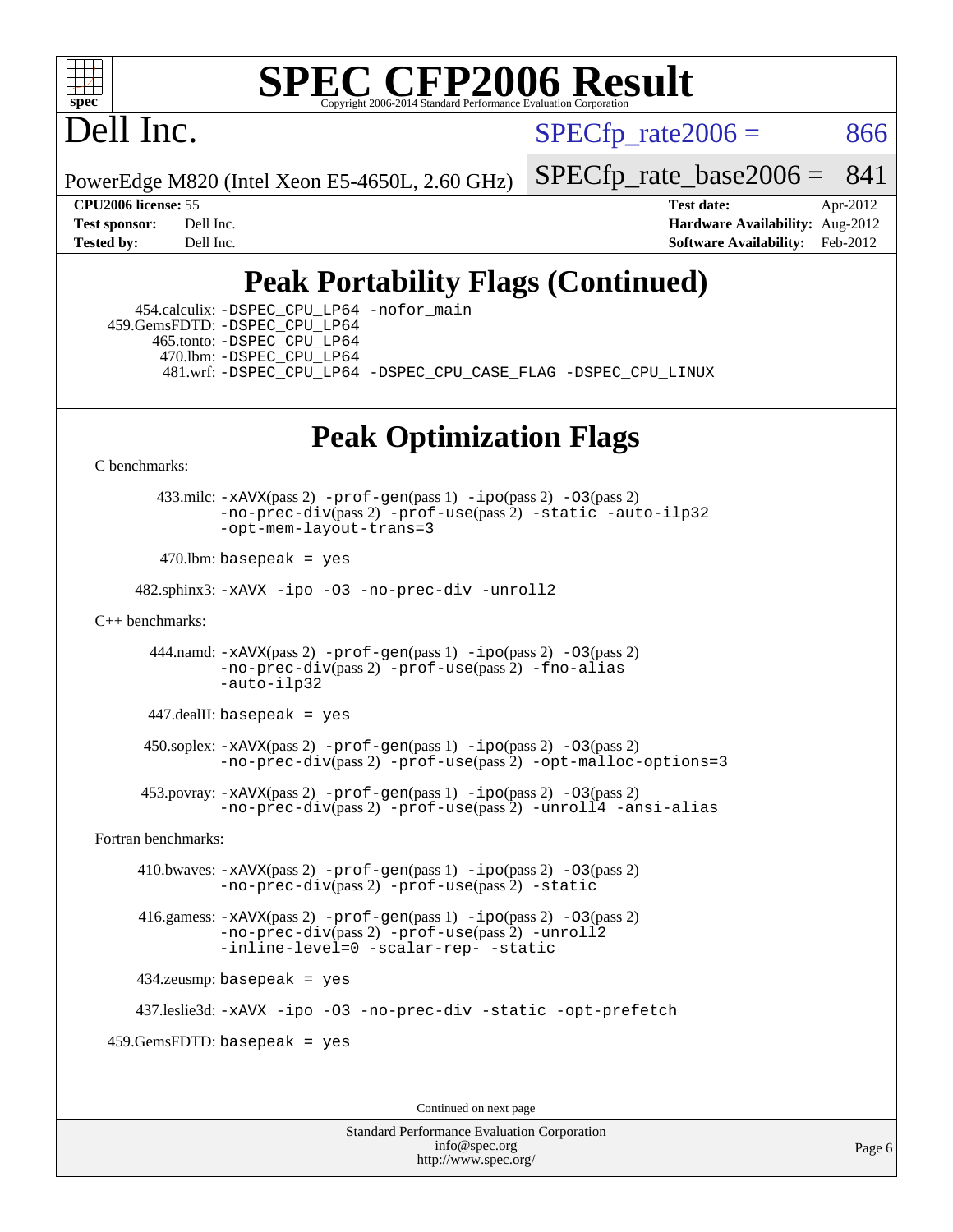# SPEC CFP2006 Result

Copyright 2006-2014 Standard Performance Evaluation Corporation

# Dell Inc.

PowerEdge M820 (Intel Xeon E5-4650L, 2.60 GHz)

SPECfp_rate2006 = 866

SPECfp_rate_base2006 = 841

**CPU2006 license:** 55
**Test sponsor:** Dell Inc.
**Tested by:** Dell Inc.

**Test date:** Apr-2012
**Hardware Availability:** Aug-2012
**Software Availability:** Feb-2012

## Peak Portability Flags (Continued)

454.calculix: -DSPEC_CPU_LP64 -nofor_main
459.GemsFDTD: -DSPEC_CPU_LP64
465.tonto: -DSPEC_CPU_LP64
470.lbm: -DSPEC_CPU_LP64
481.wrf: -DSPEC_CPU_LP64 -DSPEC_CPU_CASE_FLAG -DSPEC_CPU_LINUX

## Peak Optimization Flags

C benchmarks:

433.milc: -xAVX(pass 2) -prof-gen(pass 1) -ipo(pass 2) -O3(pass 2) -no-prec-div(pass 2) -prof-use(pass 2) -static -auto-ilp32 -opt-mem-layout-trans=3

470.lbm: basepeak = yes

482.sphinx3: -xAVX -ipo -O3 -no-prec-div -unroll2

C++ benchmarks:

444.namd: -xAVX(pass 2) -prof-gen(pass 1) -ipo(pass 2) -O3(pass 2) -no-prec-div(pass 2) -prof-use(pass 2) -fno-alias -auto-ilp32

447.dealII: basepeak = yes

450.soplex: -xAVX(pass 2) -prof-gen(pass 1) -ipo(pass 2) -O3(pass 2) -no-prec-div(pass 2) -prof-use(pass 2) -opt-malloc-options=3

453.povray: -xAVX(pass 2) -prof-gen(pass 1) -ipo(pass 2) -O3(pass 2) -no-prec-div(pass 2) -prof-use(pass 2) -unroll4 -ansi-alias

Fortran benchmarks:

410.bwaves: -xAVX(pass 2) -prof-gen(pass 1) -ipo(pass 2) -O3(pass 2) -no-prec-div(pass 2) -prof-use(pass 2) -static

416.gamess: -xAVX(pass 2) -prof-gen(pass 1) -ipo(pass 2) -O3(pass 2) -no-prec-div(pass 2) -prof-use(pass 2) -unroll2 -inline-level=0 -scalar-rep- -static

434.zeusmp: basepeak = yes

437.leslie3d: -xAVX -ipo -O3 -no-prec-div -static -opt-prefetch

459.GemsFDTD: basepeak = yes

Continued on next page

Standard Performance Evaluation Corporation
info@spec.org
http://www.spec.org/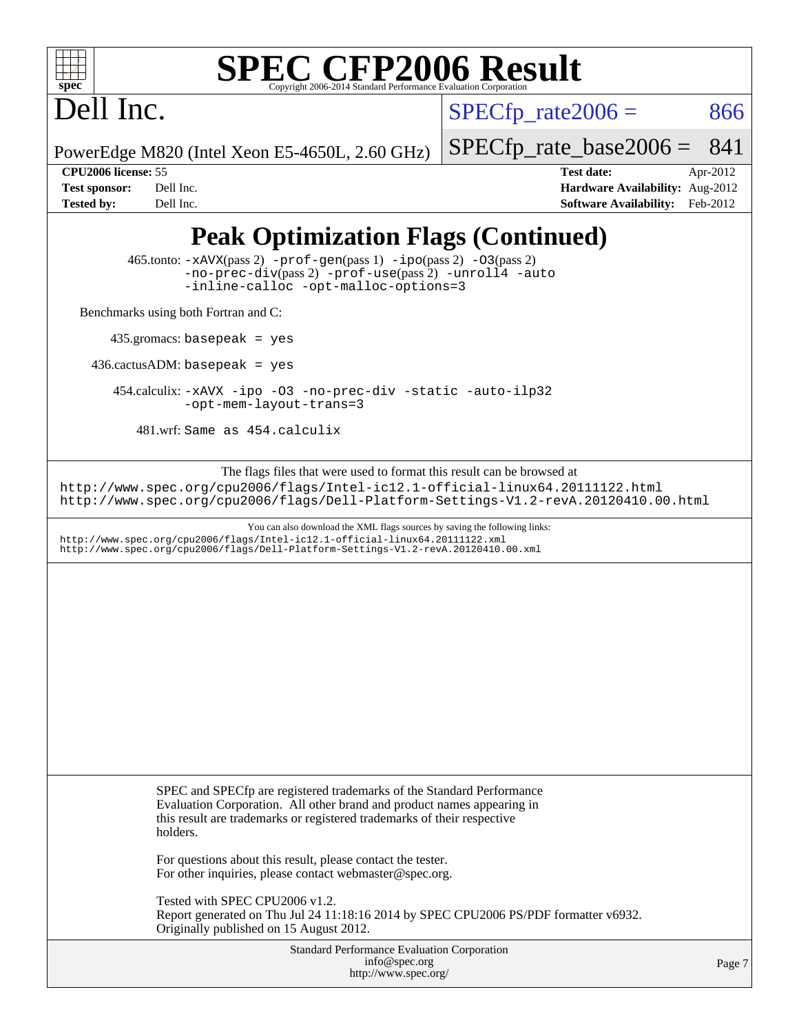# Peak Optimization Flags (Continued)

465.tonto: -xAVX(pass 2) -prof-gen(pass 1) -ipo(pass 2) -O3(pass 2) -no-prec-div(pass 2) -prof-use(pass 2) -unroll4 -auto -inline-calloc -opt-malloc-options=3

Benchmarks using both Fortran and C:

435.gromacs: basepeak = yes

436.cactusADM: basepeak = yes

454.calculix: -xAVX -ipo -O3 -no-prec-div -static -auto-ilp32 -opt-mem-layout-trans=3

481.wrf: Same as 454.calculix

The flags files that were used to format this result can be browsed at
http://www.spec.org/cpu2006/flags/Intel-ic12.1-official-linux64.20111122.html
http://www.spec.org/cpu2006/flags/Dell-Platform-Settings-V1.2-revA.20120410.00.html

You can also download the XML flags sources by saving the following links:
http://www.spec.org/cpu2006/flags/Intel-ic12.1-official-linux64.20111122.xml
http://www.spec.org/cpu2006/flags/Dell-Platform-Settings-V1.2-revA.20120410.00.xml

SPEC and SPECfp are registered trademarks of the Standard Performance Evaluation Corporation. All other brand and product names appearing in this result are trademarks or registered trademarks of their respective holders.

For questions about this result, please contact the tester.
For other inquiries, please contact webmaster@spec.org.

Tested with SPEC CPU2006 v1.2.
Report generated on Thu Jul 24 11:18:16 2014 by SPEC CPU2006 PS/PDF formatter v6932.
Originally published on 15 August 2012.